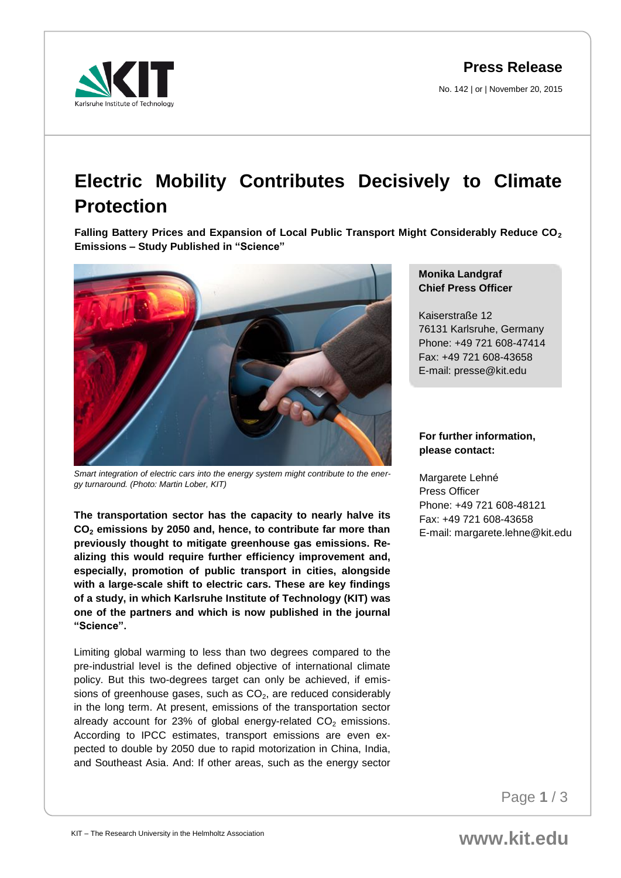**Press Release**

No. 142 | or | November 20, 2015

# Electric Mobility Contributes Decisively to Climate Protection

**Falling Battery Prices and Expansion of Local Public Transport Might Considerably Reduce $CO_2$ Emissions – Study Published in "Science"**

*Smart integration of electric cars into the energy system might contribute to the energy turnaround. (Photo: Martin Lober, KIT)*

**The transportation sector has the capacity to nearly halve its $CO_2$ emissions by 2050 and, hence, to contribute far more than previously thought to mitigate greenhouse gas emissions. Realizing this would require further efficiency improvement and, especially, promotion of public transport in cities, alongside with a large-scale shift to electric cars. These are key findings of a study, in which Karlsruhe Institute of Technology (KIT) was one of the partners and which is now published in the journal "Science".**

Limiting global warming to less than two degrees compared to the pre-industrial level is the defined objective of international climate policy. But this two-degrees target can only be achieved, if emissions of greenhouse gases, such as $CO_2$, are reduced considerably in the long term. At present, emissions of the transportation sector already account for 23% of global energy-related $CO_2$ emissions. According to IPCC estimates, transport emissions are even expected to double by 2050 due to rapid motorization in China, India, and Southeast Asia. And: If other areas, such as the energy sector

**Monika Landgraf**
**Chief Press Officer**

Kaiserstraße 12
76131 Karlsruhe, Germany
Phone: +49 721 608-47414
Fax: +49 721 608-43658
E-mail: presse@kit.edu

**For further information, please contact:**

Margarete Lehné
Press Officer
Phone: +49 721 608-48121
Fax: +49 721 608-43658
E-mail: margarete.lehne@kit.edu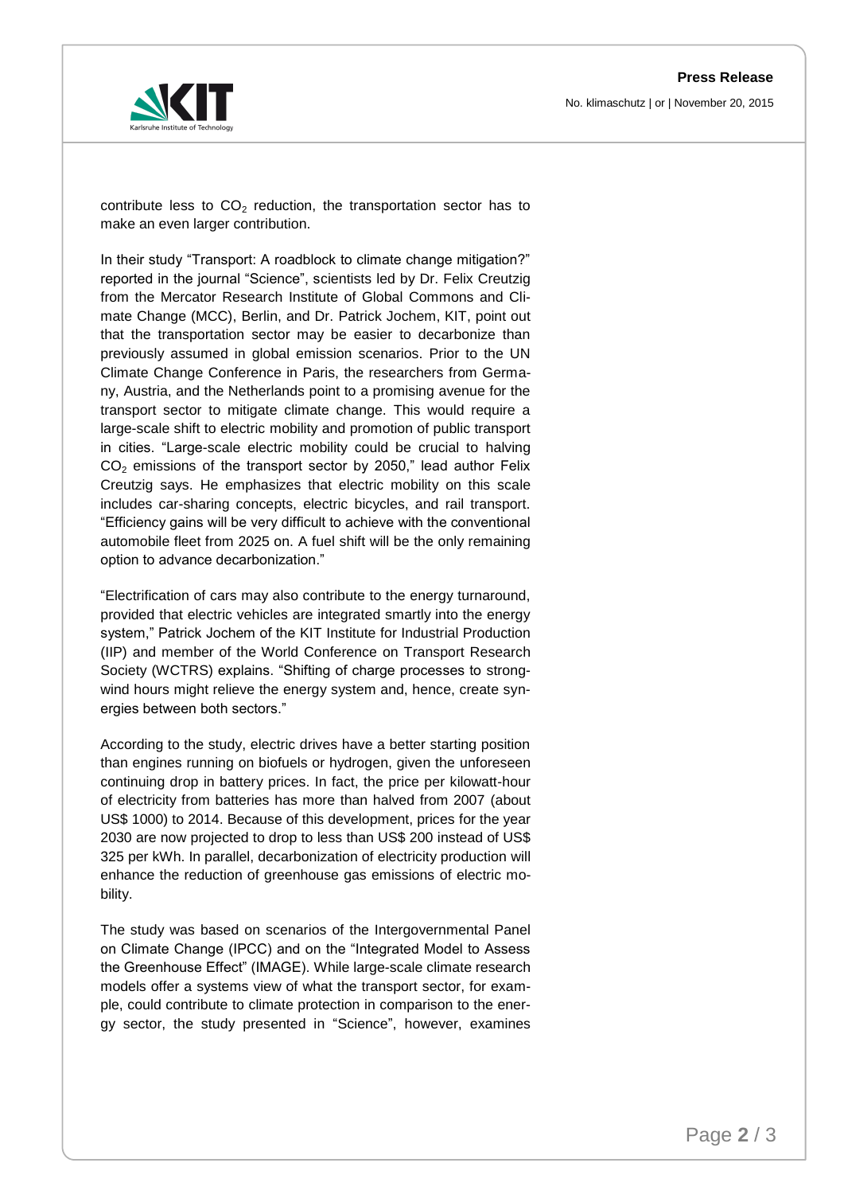contribute less to $CO_2$ reduction, the transportation sector has to make an even larger contribution.

In their study "Transport: A roadblock to climate change mitigation?" reported in the journal "Science", scientists led by Dr. Felix Creutzig from the Mercator Research Institute of Global Commons and Climate Change (MCC), Berlin, and Dr. Patrick Jochem, KIT, point out that the transportation sector may be easier to decarbonize than previously assumed in global emission scenarios. Prior to the UN Climate Change Conference in Paris, the researchers from Germany, Austria, and the Netherlands point to a promising avenue for the transport sector to mitigate climate change. This would require a large-scale shift to electric mobility and promotion of public transport in cities. "Large-scale electric mobility could be crucial to halving $CO_2$ emissions of the transport sector by 2050," lead author Felix Creutzig says. He emphasizes that electric mobility on this scale includes car-sharing concepts, electric bicycles, and rail transport. "Efficiency gains will be very difficult to achieve with the conventional automobile fleet from 2025 on. A fuel shift will be the only remaining option to advance decarbonization."

"Electrification of cars may also contribute to the energy turnaround, provided that electric vehicles are integrated smartly into the energy system," Patrick Jochem of the KIT Institute for Industrial Production (IIP) and member of the World Conference on Transport Research Society (WCTRS) explains. "Shifting of charge processes to strong-wind hours might relieve the energy system and, hence, create synergies between both sectors."

According to the study, electric drives have a better starting position than engines running on biofuels or hydrogen, given the unforeseen continuing drop in battery prices. In fact, the price per kilowatt-hour of electricity from batteries has more than halved from 2007 (about US$ 1000) to 2014. Because of this development, prices for the year 2030 are now projected to drop to less than US$ 200 instead of US$ 325 per kWh. In parallel, decarbonization of electricity production will enhance the reduction of greenhouse gas emissions of electric mobility.

The study was based on scenarios of the Intergovernmental Panel on Climate Change (IPCC) and on the "Integrated Model to Assess the Greenhouse Effect" (IMAGE). While large-scale climate research models offer a systems view of what the transport sector, for example, could contribute to climate protection in comparison to the energy sector, the study presented in "Science", however, examines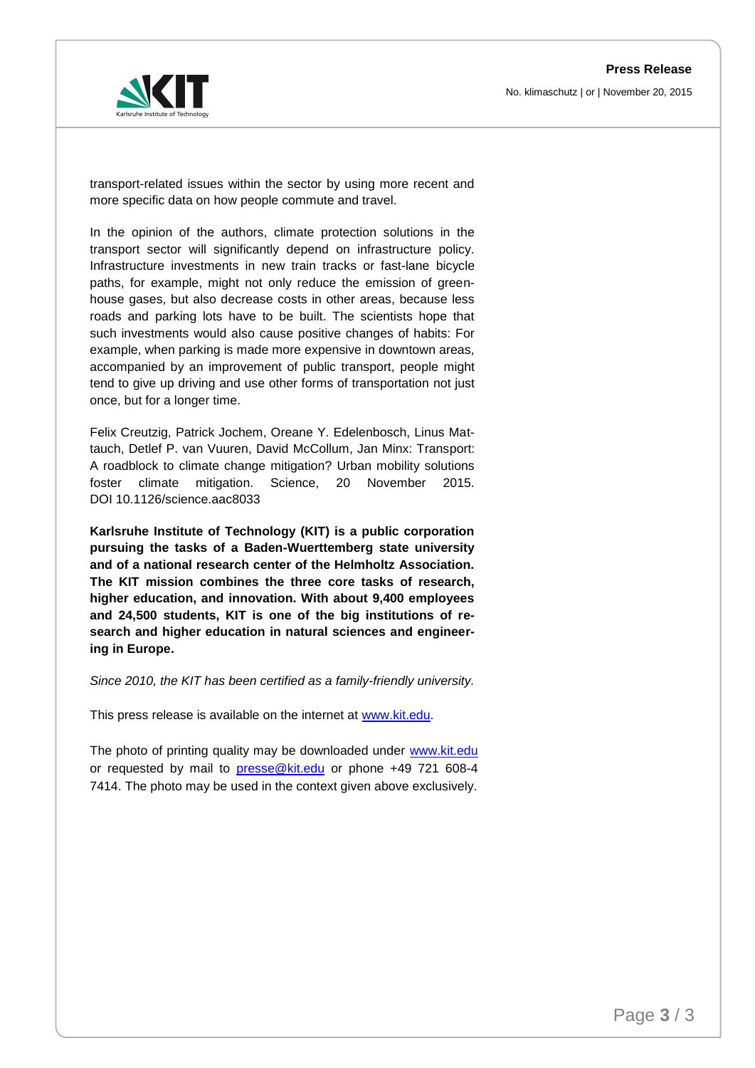transport-related issues within the sector by using more recent and more specific data on how people commute and travel.

In the opinion of the authors, climate protection solutions in the transport sector will significantly depend on infrastructure policy. Infrastructure investments in new train tracks or fast-lane bicycle paths, for example, might not only reduce the emission of greenhouse gases, but also decrease costs in other areas, because less roads and parking lots have to be built. The scientists hope that such investments would also cause positive changes of habits: For example, when parking is made more expensive in downtown areas, accompanied by an improvement of public transport, people might tend to give up driving and use other forms of transportation not just once, but for a longer time.

Felix Creutzig, Patrick Jochem, Oreane Y. Edelenbosch, Linus Mattauch, Detlef P. van Vuuren, David McCollum, Jan Minx: Transport: A roadblock to climate change mitigation? Urban mobility solutions foster climate mitigation. Science, 20 November 2015. DOI 10.1126/science.aac8033

**Karlsruhe Institute of Technology (KIT) is a public corporation pursuing the tasks of a Baden-Wuerttemberg state university and of a national research center of the Helmholtz Association. The KIT mission combines the three core tasks of research, higher education, and innovation. With about 9,400 employees and 24,500 students, KIT is one of the big institutions of research and higher education in natural sciences and engineering in Europe.**

*Since 2010, the KIT has been certified as a family-friendly university.*

This press release is available on the internet at www.kit.edu.

The photo of printing quality may be downloaded under www.kit.edu or requested by mail to presse@kit.edu or phone +49 721 608-4 7414. The photo may be used in the context given above exclusively.